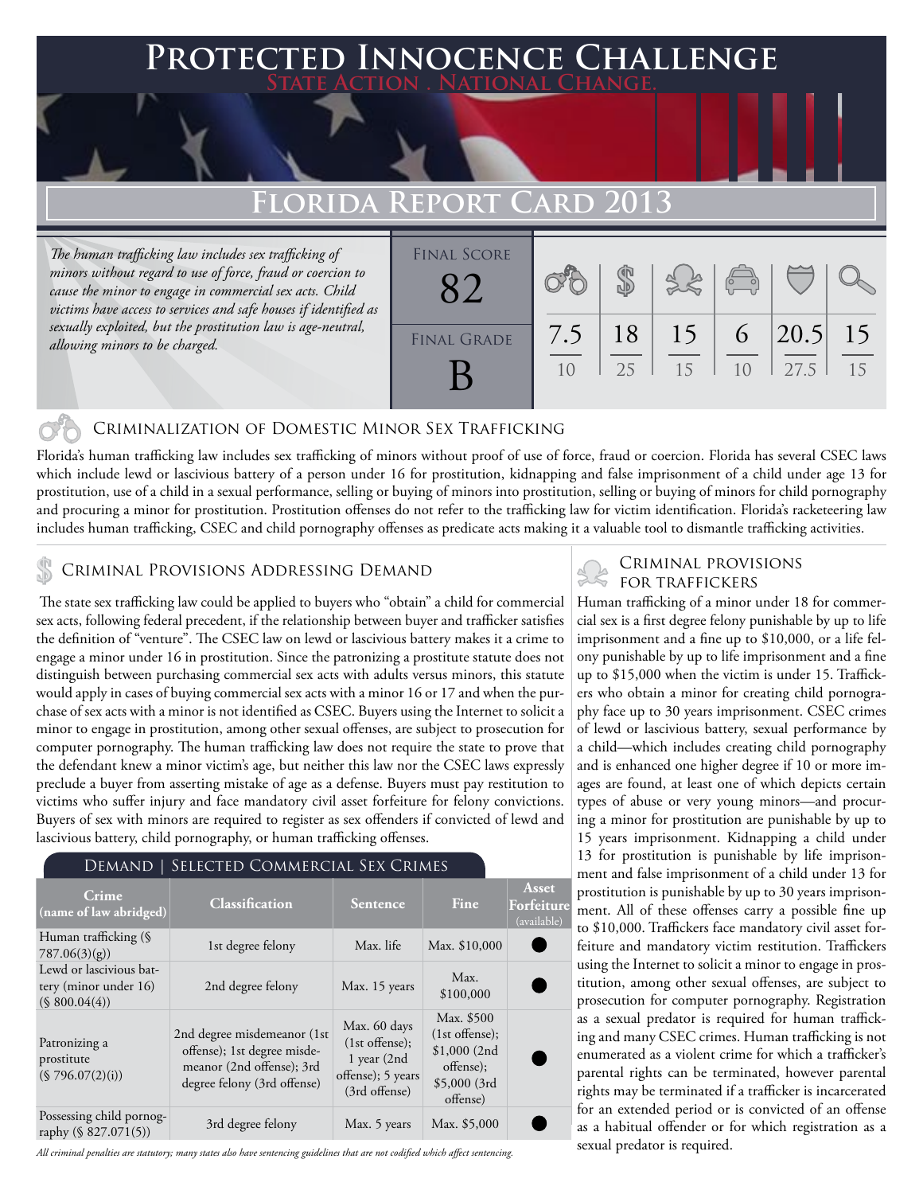# Protected Innocence Challenge

State Action . National Change.

## Florida Report Card 2013

*The human trafficking law includes sex trafficking of minors without regard to use of force, fraud or coercion to cause the minor to engage in commercial sex acts. Child victims have access to services and safe houses if identified as sexually exploited, but the prostitution law is age-neutral, allowing minors to be charged.*

| Final Score | Final Grade |
|---|---|
| 82 | B |

| Criminalization of DMST | Demand | Traffickers | Facilitators | Protective Provisions | Criminal Justice Tools |
|---|---|---|---|---|---|
| 7.5/10 | 18/25 | 15/15 | 6/10 | 20.5/27.5 | 15/15 |

### Criminalization of Domestic Minor Sex Trafficking

Florida's human trafficking law includes sex trafficking of minors without proof of use of force, fraud or coercion. Florida has several CSEC laws which include lewd or lascivious battery of a person under 16 for prostitution, kidnapping and false imprisonment of a child under age 13 for prostitution, use of a child in a sexual performance, selling or buying of minors into prostitution, selling or buying of minors for child pornography and procuring a minor for prostitution. Prostitution offenses do not refer to the trafficking law for victim identification. Florida's racketeering law includes human trafficking, CSEC and child pornography offenses as predicate acts making it a valuable tool to dismantle trafficking activities.

### Criminal Provisions Addressing Demand

The state sex trafficking law could be applied to buyers who "obtain" a child for commercial sex acts, following federal precedent, if the relationship between buyer and trafficker satisfies the definition of "venture". The CSEC law on lewd or lascivious battery makes it a crime to engage a minor under 16 in prostitution. Since the patronizing a prostitute statute does not distinguish between purchasing commercial sex acts with adults versus minors, this statute would apply in cases of buying commercial sex acts with a minor 16 or 17 and when the purchase of sex acts with a minor is not identified as CSEC. Buyers using the Internet to solicit a minor to engage in prostitution, among other sexual offenses, are subject to prosecution for computer pornography. The human trafficking law does not require the state to prove that the defendant knew a minor victim's age, but neither this law nor the CSEC laws expressly preclude a buyer from asserting mistake of age as a defense. Buyers must pay restitution to victims who suffer injury and face mandatory civil asset forfeiture for felony convictions. Buyers of sex with minors are required to register as sex offenders if convicted of lewd and lascivious battery, child pornography, or human trafficking offenses.

#### Demand | Selected Commercial Sex Crimes

| Crime (name of law abridged) | Classification | Sentence | Fine | Asset Forfeiture (available) |
|---|---|---|---|---|
| Human trafficking (§ 787.06(3)(g)) | 1st degree felony | Max. life | Max. $10,000 | ● |
| Lewd or lascivious battery (minor under 16) (§ 800.04(4)) | 2nd degree felony | Max. 15 years | Max. $100,000 | ● |
| Patronizing a prostitute (§ 796.07(2)(i)) | 2nd degree misdemeanor (1st offense); 1st degree misdemeanor (2nd offense); 3rd degree felony (3rd offense) | Max. 60 days (1st offense); 1 year (2nd offense); 5 years (3rd offense) | Max. $500 (1st offense); $1,000 (2nd offense); $5,000 (3rd offense) | ● |
| Possessing child pornography (§ 827.071(5)) | 3rd degree felony | Max. 5 years | Max. $5,000 | ● |

*All criminal penalties are statutory; many states also have sentencing guidelines that are not codified which affect sentencing.*

### Criminal Provisions for Traffickers

Human trafficking of a minor under 18 for commercial sex is a first degree felony punishable by up to life imprisonment and a fine up to $10,000, or a life felony punishable by up to life imprisonment and a fine up to $15,000 when the victim is under 15. Traffickers who obtain a minor for creating child pornography face up to 30 years imprisonment. CSEC crimes of lewd or lascivious battery, sexual performance by a child—which includes creating child pornography and is enhanced one higher degree if 10 or more images are found, at least one of which depicts certain types of abuse or very young minors—and procuring a minor for prostitution are punishable by up to 15 years imprisonment. Kidnapping a child under 13 for prostitution is punishable by life imprisonment and false imprisonment of a child under 13 for prostitution is punishable by up to 30 years imprisonment. All of these offenses carry a possible fine up to $10,000. Traffickers face mandatory civil asset forfeiture and mandatory victim restitution. Traffickers using the Internet to solicit a minor to engage in prostitution, among other sexual offenses, are subject to prosecution for computer pornography. Registration as a sexual predator is required for human trafficking and many CSEC crimes. Human trafficking is not enumerated as a violent crime for which a trafficker's parental rights can be terminated, however parental rights may be terminated if a trafficker is incarcerated for an extended period or is convicted of an offense as a habitual offender or for which registration as a sexual predator is required.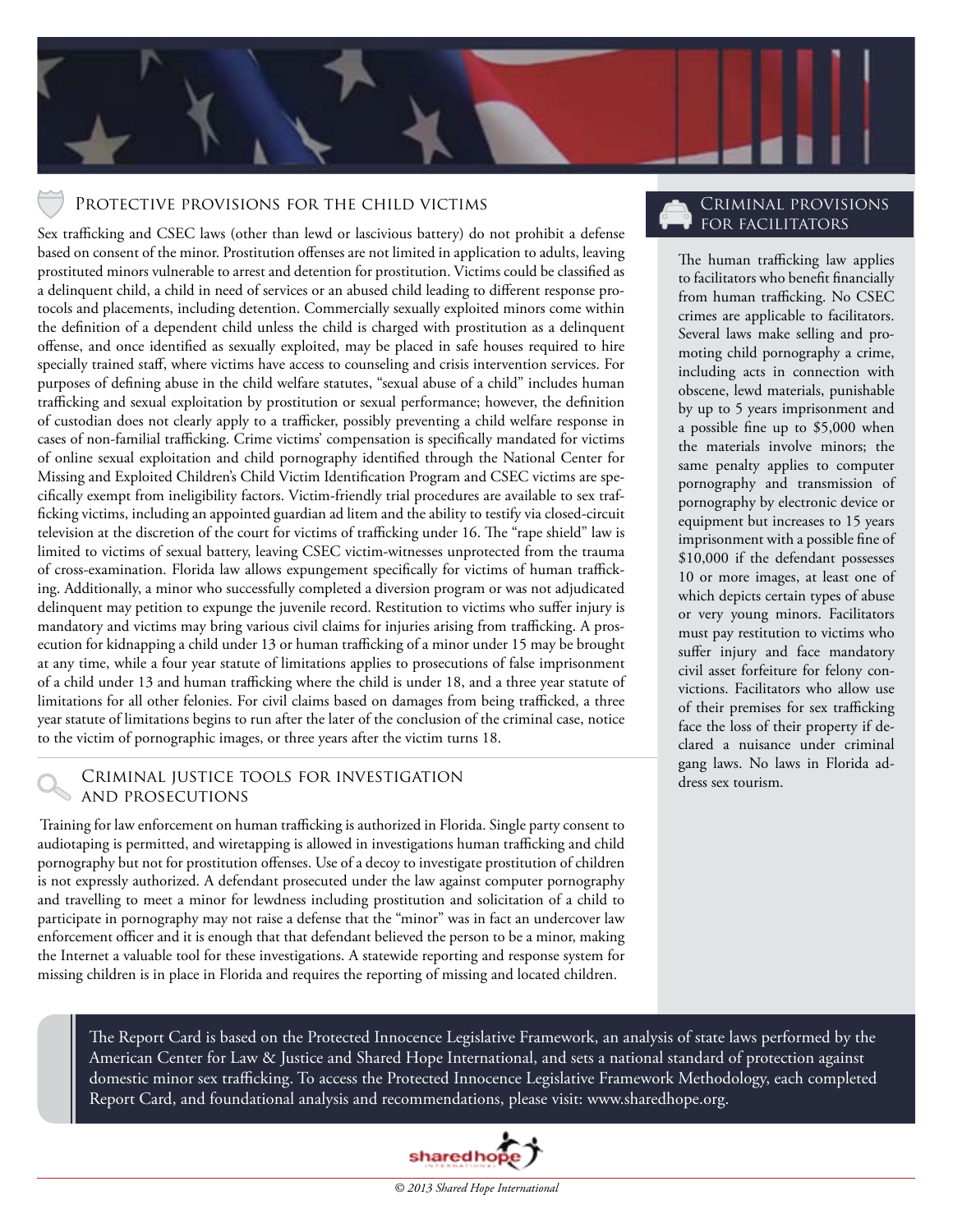## Protective provisions for the child victims

Sex trafficking and CSEC laws (other than lewd or lascivious battery) do not prohibit a defense based on consent of the minor. Prostitution offenses are not limited in application to adults, leaving prostituted minors vulnerable to arrest and detention for prostitution. Victims could be classified as a delinquent child, a child in need of services or an abused child leading to different response protocols and placements, including detention. Commercially sexually exploited minors come within the definition of a dependent child unless the child is charged with prostitution as a delinquent offense, and once identified as sexually exploited, may be placed in safe houses required to hire specially trained staff, where victims have access to counseling and crisis intervention services. For purposes of defining abuse in the child welfare statutes, "sexual abuse of a child" includes human trafficking and sexual exploitation by prostitution or sexual performance; however, the definition of custodian does not clearly apply to a trafficker, possibly preventing a child welfare response in cases of non-familial trafficking. Crime victims' compensation is specifically mandated for victims of online sexual exploitation and child pornography identified through the National Center for Missing and Exploited Children's Child Victim Identification Program and CSEC victims are specifically exempt from ineligibility factors. Victim-friendly trial procedures are available to sex trafficking victims, including an appointed guardian ad litem and the ability to testify via closed-circuit television at the discretion of the court for victims of trafficking under 16. The "rape shield" law is limited to victims of sexual battery, leaving CSEC victim-witnesses unprotected from the trauma of cross-examination. Florida law allows expungement specifically for victims of human trafficking. Additionally, a minor who successfully completed a diversion program or was not adjudicated delinquent may petition to expunge the juvenile record. Restitution to victims who suffer injury is mandatory and victims may bring various civil claims for injuries arising from trafficking. A prosecution for kidnapping a child under 13 or human trafficking of a minor under 15 may be brought at any time, while a four year statute of limitations applies to prosecutions of false imprisonment of a child under 13 and human trafficking where the child is under 18, and a three year statute of limitations for all other felonies. For civil claims based on damages from being trafficked, a three year statute of limitations begins to run after the later of the conclusion of the criminal case, notice to the victim of pornographic images, or three years after the victim turns 18.

## Criminal justice tools for investigation and prosecutions

Training for law enforcement on human trafficking is authorized in Florida. Single party consent to audiotaping is permitted, and wiretapping is allowed in investigations human trafficking and child pornography but not for prostitution offenses. Use of a decoy to investigate prostitution of children is not expressly authorized. A defendant prosecuted under the law against computer pornography and travelling to meet a minor for lewdness including prostitution and solicitation of a child to participate in pornography may not raise a defense that the "minor" was in fact an undercover law enforcement officer and it is enough that that defendant believed the person to be a minor, making the Internet a valuable tool for these investigations. A statewide reporting and response system for missing children is in place in Florida and requires the reporting of missing and located children.

## Criminal provisions for facilitators

The human trafficking law applies to facilitators who benefit financially from human trafficking. No CSEC crimes are applicable to facilitators. Several laws make selling and promoting child pornography a crime, including acts in connection with obscene, lewd materials, punishable by up to 5 years imprisonment and a possible fine up to $5,000 when the materials involve minors; the same penalty applies to computer pornography and transmission of pornography by electronic device or equipment but increases to 15 years imprisonment with a possible fine of $10,000 if the defendant possesses 10 or more images, at least one of which depicts certain types of abuse or very young minors. Facilitators must pay restitution to victims who suffer injury and face mandatory civil asset forfeiture for felony convictions. Facilitators who allow use of their premises for sex trafficking face the loss of their property if declared a nuisance under criminal gang laws. No laws in Florida address sex tourism.

The Report Card is based on the Protected Innocence Legislative Framework, an analysis of state laws performed by the American Center for Law & Justice and Shared Hope International, and sets a national standard of protection against domestic minor sex trafficking. To access the Protected Innocence Legislative Framework Methodology, each completed Report Card, and foundational analysis and recommendations, please visit: www.sharedhope.org.

shared hope INTERNATIONAL

*© 2013 Shared Hope International*